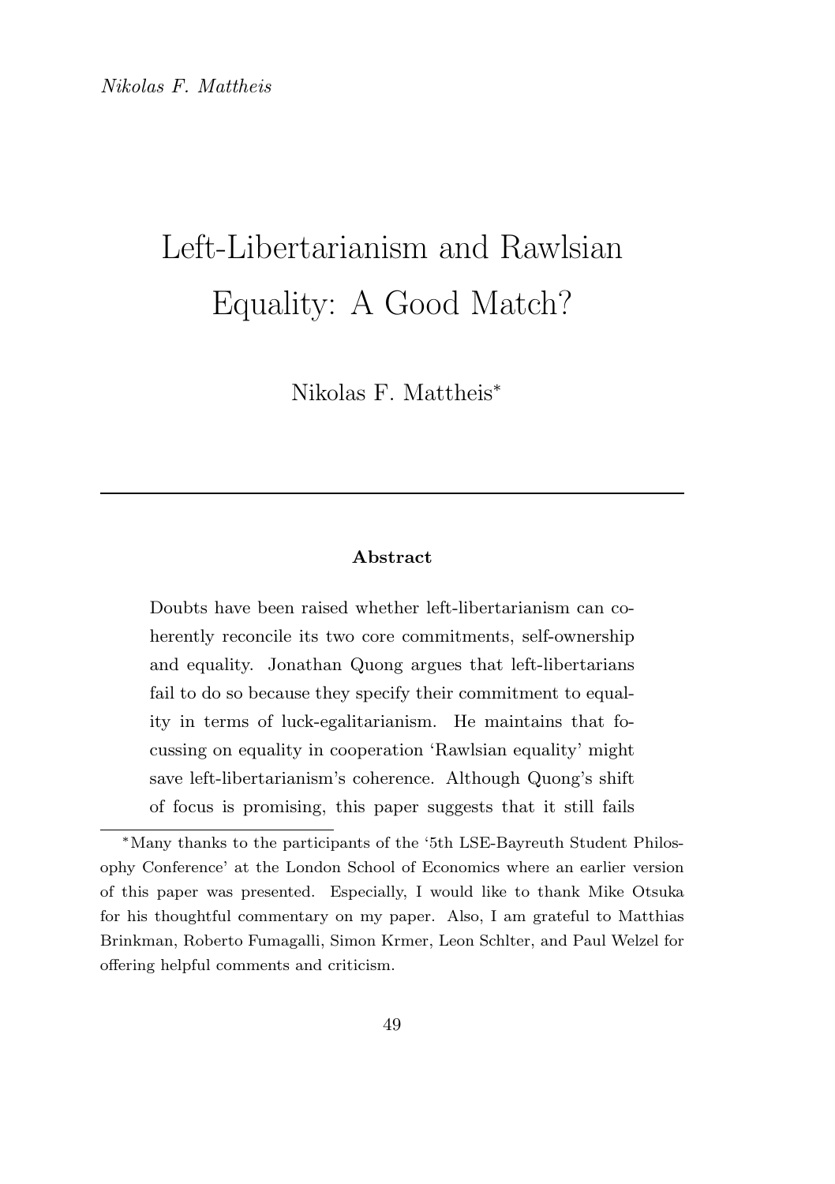# Left-Libertarianism and Rawlsian Equality: A Good Match?

Nikolas F. Mattheis*

---

**Abstract**

Doubts have been raised whether left-libertarianism can coherently reconcile its two core commitments, self-ownership and equality. Jonathan Quong argues that left-libertarians fail to do so because they specify their commitment to equality in terms of luck-egalitarianism. He maintains that focussing on equality in cooperation 'Rawlsian equality' might save left-libertarianism's coherence. Although Quong's shift of focus is promising, this paper suggests that it still fails

---

*Many thanks to the participants of the '5th LSE-Bayreuth Student Philosophy Conference' at the London School of Economics where an earlier version of this paper was presented. Especially, I would like to thank Mike Otsuka for his thoughtful commentary on my paper. Also, I am grateful to Matthias Brinkman, Roberto Fumagalli, Simon Krmer, Leon Schlter, and Paul Welzel for offering helpful comments and criticism.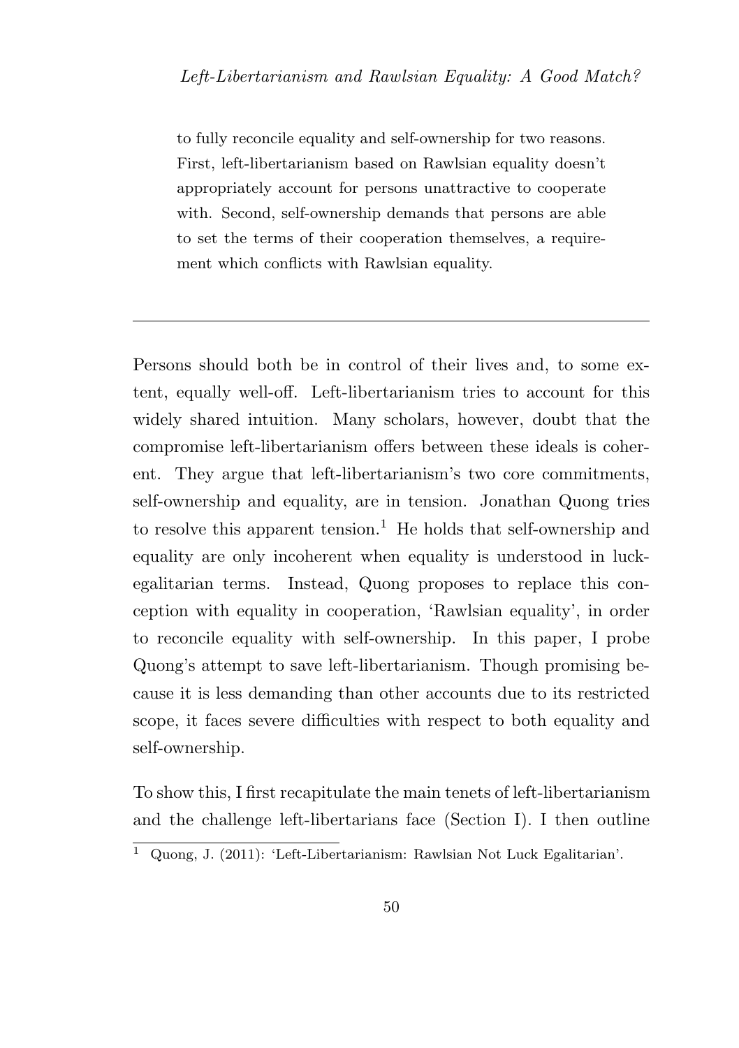to fully reconcile equality and self-ownership for two reasons. First, left-libertarianism based on Rawlsian equality doesn't appropriately account for persons unattractive to cooperate with. Second, self-ownership demands that persons are able to set the terms of their cooperation themselves, a requirement which conflicts with Rawlsian equality.

---

Persons should both be in control of their lives and, to some extent, equally well-off. Left-libertarianism tries to account for this widely shared intuition. Many scholars, however, doubt that the compromise left-libertarianism offers between these ideals is coherent. They argue that left-libertarianism's two core commitments, self-ownership and equality, are in tension. Jonathan Quong tries to resolve this apparent tension.[1] He holds that self-ownership and equality are only incoherent when equality is understood in luck-egalitarian terms. Instead, Quong proposes to replace this conception with equality in cooperation, 'Rawlsian equality', in order to reconcile equality with self-ownership. In this paper, I probe Quong's attempt to save left-libertarianism. Though promising because it is less demanding than other accounts due to its restricted scope, it faces severe difficulties with respect to both equality and self-ownership.

To show this, I first recapitulate the main tenets of left-libertarianism and the challenge left-libertarians face (Section I). I then outline

[1] Quong, J. (2011): 'Left-Libertarianism: Rawlsian Not Luck Egalitarian'.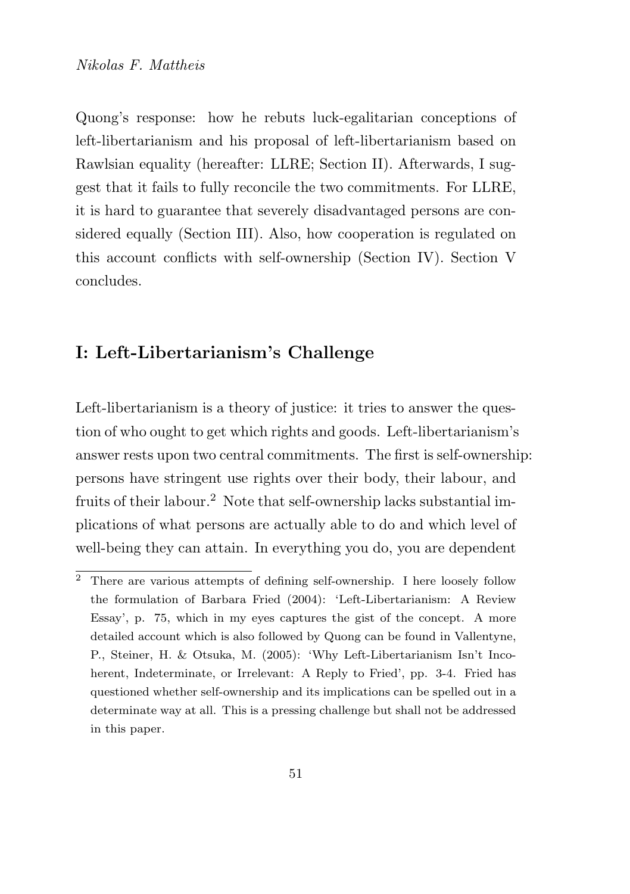Quong's response: how he rebuts luck-egalitarian conceptions of left-libertarianism and his proposal of left-libertarianism based on Rawlsian equality (hereafter: LLRE; Section II). Afterwards, I suggest that it fails to fully reconcile the two commitments. For LLRE, it is hard to guarantee that severely disadvantaged persons are considered equally (Section III). Also, how cooperation is regulated on this account conflicts with self-ownership (Section IV). Section V concludes.

## I: Left-Libertarianism's Challenge

Left-libertarianism is a theory of justice: it tries to answer the question of who ought to get which rights and goods. Left-libertarianism's answer rests upon two central commitments. The first is self-ownership: persons have stringent use rights over their body, their labour, and fruits of their labour.[2] Note that self-ownership lacks substantial implications of what persons are actually able to do and which level of well-being they can attain. In everything you do, you are dependent

[2] There are various attempts of defining self-ownership. I here loosely follow the formulation of Barbara Fried (2004): 'Left-Libertarianism: A Review Essay', p. 75, which in my eyes captures the gist of the concept. A more detailed account which is also followed by Quong can be found in Vallentyne, P., Steiner, H. & Otsuka, M. (2005): 'Why Left-Libertarianism Isn't Incoherent, Indeterminate, or Irrelevant: A Reply to Fried', pp. 3-4. Fried has questioned whether self-ownership and its implications can be spelled out in a determinate way at all. This is a pressing challenge but shall not be addressed in this paper.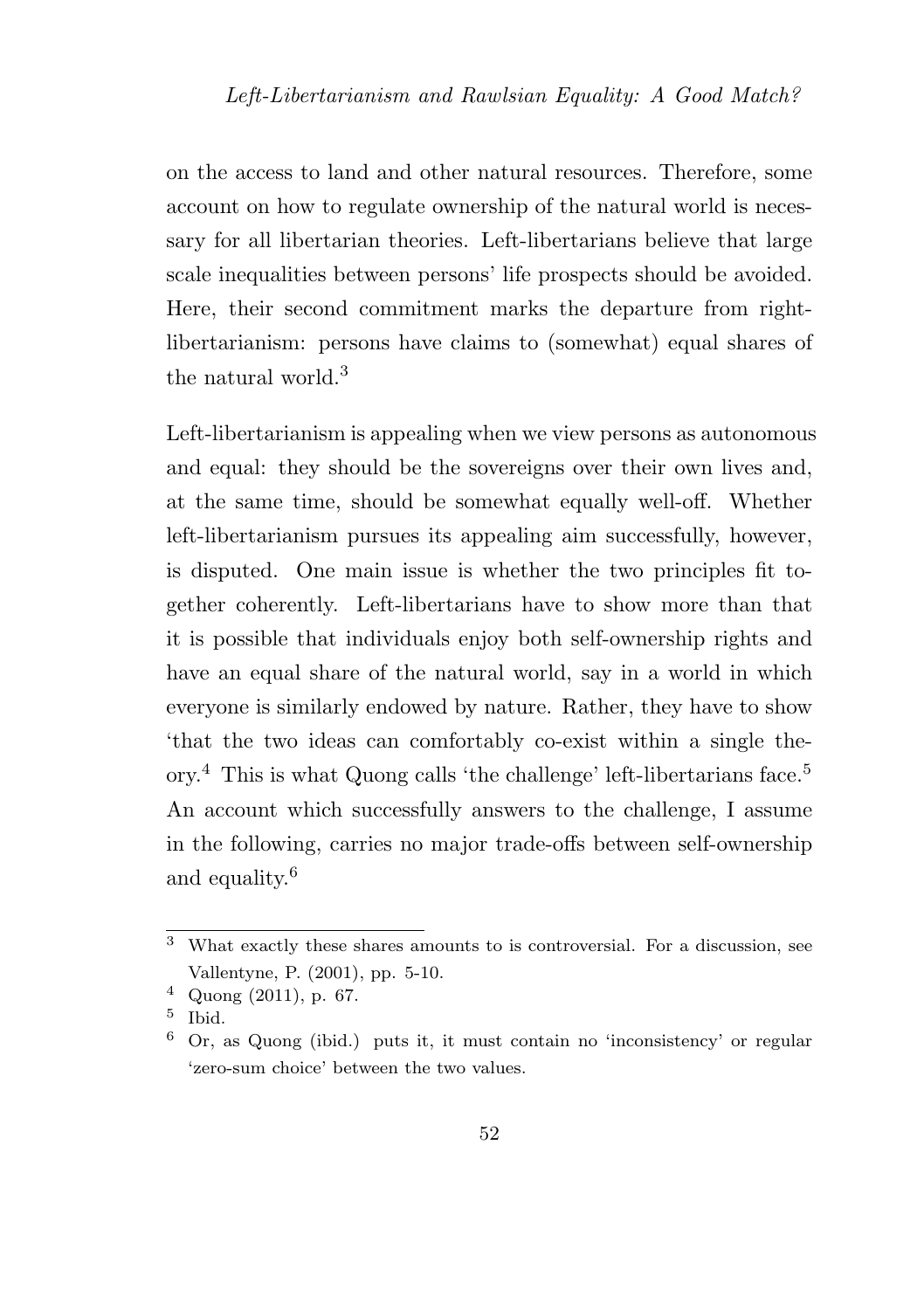on the access to land and other natural resources. Therefore, some account on how to regulate ownership of the natural world is necessary for all libertarian theories. Left-libertarians believe that large scale inequalities between persons' life prospects should be avoided. Here, their second commitment marks the departure from right-libertarianism: persons have claims to (somewhat) equal shares of the natural world.[3]

Left-libertarianism is appealing when we view persons as autonomous and equal: they should be the sovereigns over their own lives and, at the same time, should be somewhat equally well-off. Whether left-libertarianism pursues its appealing aim successfully, however, is disputed. One main issue is whether the two principles fit together coherently. Left-libertarians have to show more than that it is possible that individuals enjoy both self-ownership rights and have an equal share of the natural world, say in a world in which everyone is similarly endowed by nature. Rather, they have to show 'that the two ideas can comfortably co-exist within a single theory.[4] This is what Quong calls 'the challenge' left-libertarians face.[5] An account which successfully answers to the challenge, I assume in the following, carries no major trade-offs between self-ownership and equality.[6]

---

[3] What exactly these shares amounts to is controversial. For a discussion, see Vallentyne, P. (2001), pp. 5-10.

[4] Quong (2011), p. 67.

[5] Ibid.

[6] Or, as Quong (ibid.) puts it, it must contain no 'inconsistency' or regular 'zero-sum choice' between the two values.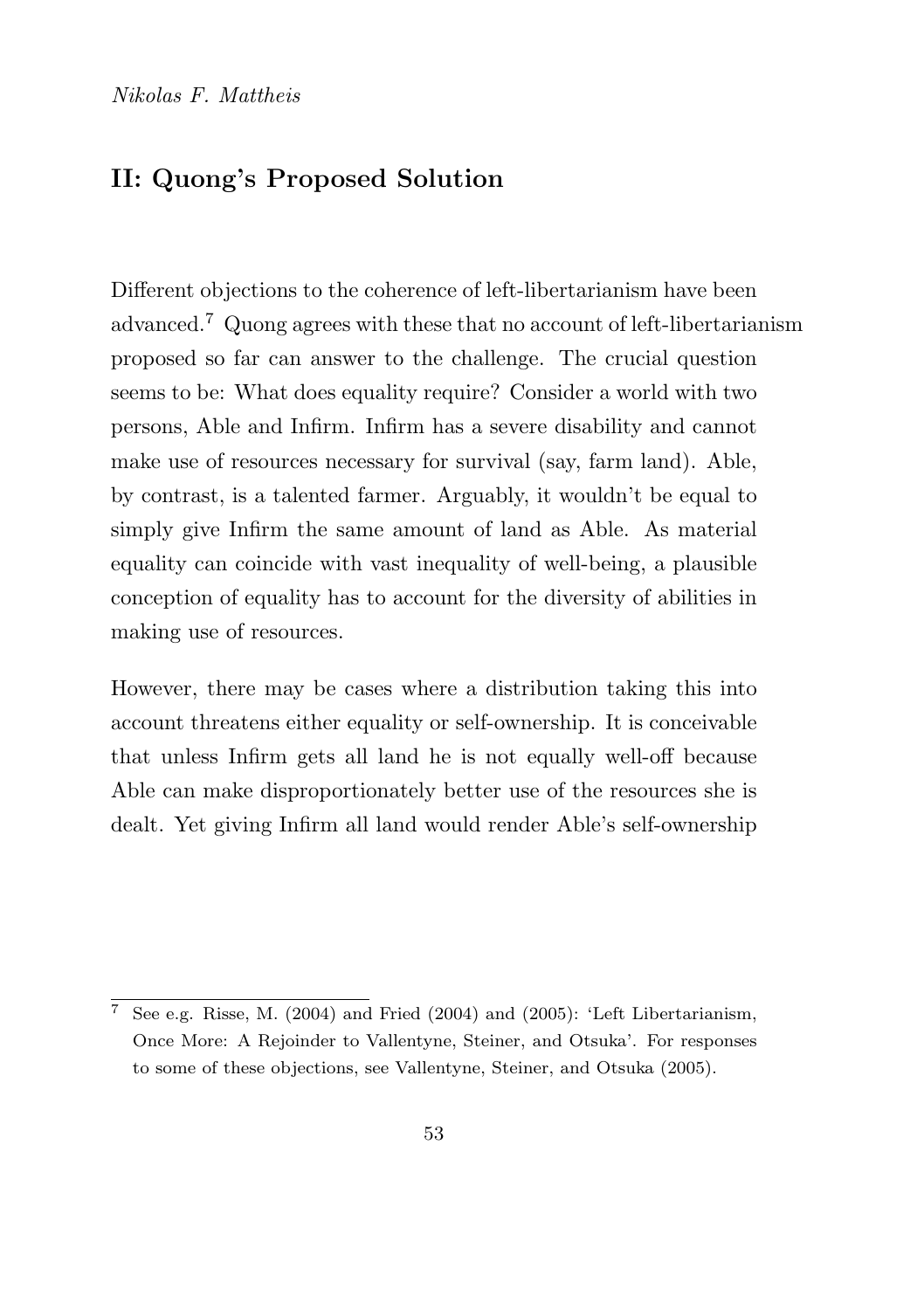## II: Quong's Proposed Solution

Different objections to the coherence of left-libertarianism have been advanced.[7] Quong agrees with these that no account of left-libertarianism proposed so far can answer to the challenge. The crucial question seems to be: What does equality require? Consider a world with two persons, Able and Infirm. Infirm has a severe disability and cannot make use of resources necessary for survival (say, farm land). Able, by contrast, is a talented farmer. Arguably, it wouldn't be equal to simply give Infirm the same amount of land as Able. As material equality can coincide with vast inequality of well-being, a plausible conception of equality has to account for the diversity of abilities in making use of resources.

However, there may be cases where a distribution taking this into account threatens either equality or self-ownership. It is conceivable that unless Infirm gets all land he is not equally well-off because Able can make disproportionately better use of the resources she is dealt. Yet giving Infirm all land would render Able's self-ownership

---

[7] See e.g. Risse, M. (2004) and Fried (2004) and (2005): 'Left Libertarianism, Once More: A Rejoinder to Vallentyne, Steiner, and Otsuka'. For responses to some of these objections, see Vallentyne, Steiner, and Otsuka (2005).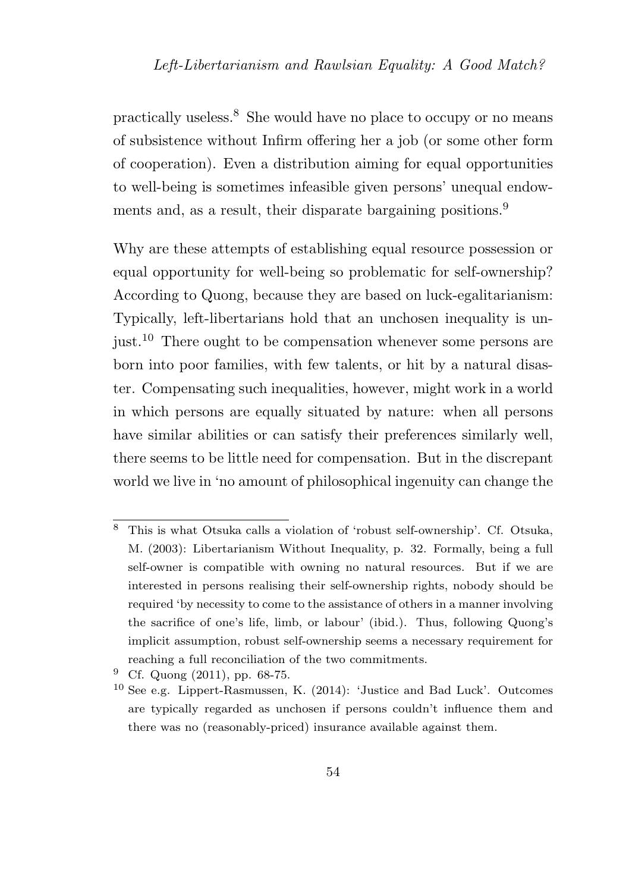practically useless.[8] She would have no place to occupy or no means of subsistence without Infirm offering her a job (or some other form of cooperation). Even a distribution aiming for equal opportunities to well-being is sometimes infeasible given persons' unequal endowments and, as a result, their disparate bargaining positions.[9]

Why are these attempts of establishing equal resource possession or equal opportunity for well-being so problematic for self-ownership? According to Quong, because they are based on luck-egalitarianism: Typically, left-libertarians hold that an unchosen inequality is unjust.[10] There ought to be compensation whenever some persons are born into poor families, with few talents, or hit by a natural disaster. Compensating such inequalities, however, might work in a world in which persons are equally situated by nature: when all persons have similar abilities or can satisfy their preferences similarly well, there seems to be little need for compensation. But in the discrepant world we live in 'no amount of philosophical ingenuity can change the

---

[8] This is what Otsuka calls a violation of 'robust self-ownership'. Cf. Otsuka, M. (2003): Libertarianism Without Inequality, p. 32. Formally, being a full self-owner is compatible with owning no natural resources. But if we are interested in persons realising their self-ownership rights, nobody should be required 'by necessity to come to the assistance of others in a manner involving the sacrifice of one's life, limb, or labour' (ibid.). Thus, following Quong's implicit assumption, robust self-ownership seems a necessary requirement for reaching a full reconciliation of the two commitments.

[9] Cf. Quong (2011), pp. 68-75.

[10] See e.g. Lippert-Rasmussen, K. (2014): 'Justice and Bad Luck'. Outcomes are typically regarded as unchosen if persons couldn't influence them and there was no (reasonably-priced) insurance available against them.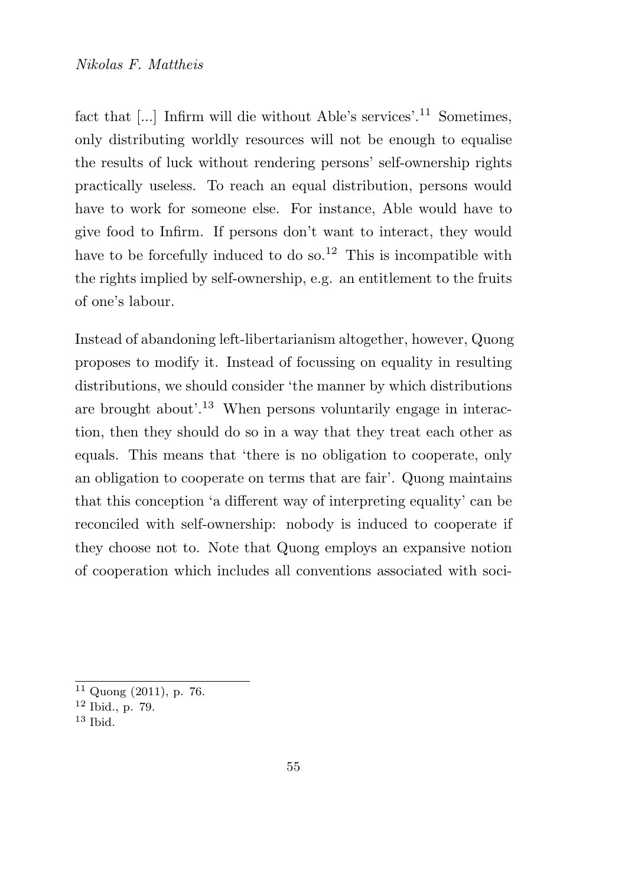fact that [...] Infirm will die without Able's services'.[11] Sometimes, only distributing worldly resources will not be enough to equalise the results of luck without rendering persons' self-ownership rights practically useless. To reach an equal distribution, persons would have to work for someone else. For instance, Able would have to give food to Infirm. If persons don't want to interact, they would have to be forcefully induced to do so.[12] This is incompatible with the rights implied by self-ownership, e.g. an entitlement to the fruits of one's labour.

Instead of abandoning left-libertarianism altogether, however, Quong proposes to modify it. Instead of focussing on equality in resulting distributions, we should consider 'the manner by which distributions are brought about'.[13] When persons voluntarily engage in interaction, then they should do so in a way that they treat each other as equals. This means that 'there is no obligation to cooperate, only an obligation to cooperate on terms that are fair'. Quong maintains that this conception 'a different way of interpreting equality' can be reconciled with self-ownership: nobody is induced to cooperate if they choose not to. Note that Quong employs an expansive notion of cooperation which includes all conventions associated with soci-

[11] Quong (2011), p. 76.

[12] Ibid., p. 79.

[13] Ibid.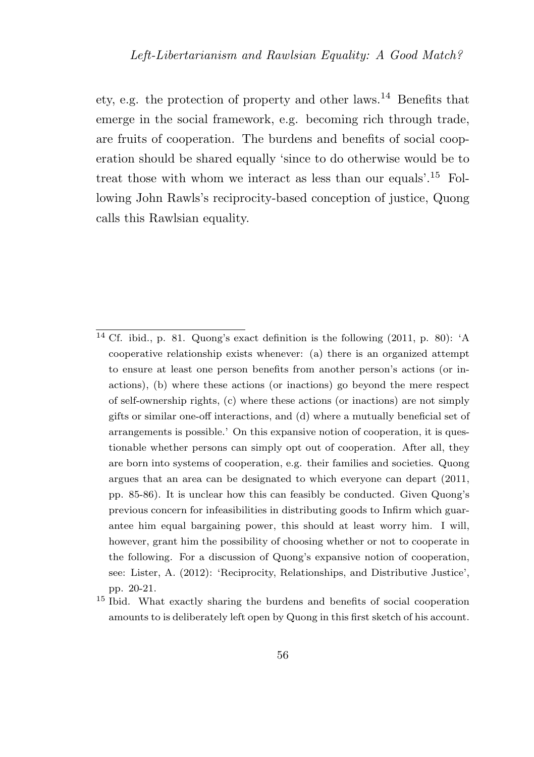ety, e.g. the protection of property and other laws.[14] Benefits that emerge in the social framework, e.g. becoming rich through trade, are fruits of cooperation. The burdens and benefits of social cooperation should be shared equally 'since to do otherwise would be to treat those with whom we interact as less than our equals'.[15] Following John Rawls's reciprocity-based conception of justice, Quong calls this Rawlsian equality.

---

[14] Cf. ibid., p. 81. Quong's exact definition is the following (2011, p. 80): 'A cooperative relationship exists whenever: (a) there is an organized attempt to ensure at least one person benefits from another person's actions (or inactions), (b) where these actions (or inactions) go beyond the mere respect of self-ownership rights, (c) where these actions (or inactions) are not simply gifts or similar one-off interactions, and (d) where a mutually beneficial set of arrangements is possible.' On this expansive notion of cooperation, it is questionable whether persons can simply opt out of cooperation. After all, they are born into systems of cooperation, e.g. their families and societies. Quong argues that an area can be designated to which everyone can depart (2011, pp. 85-86). It is unclear how this can feasibly be conducted. Given Quong's previous concern for infeasibilities in distributing goods to Infirm which guarantee him equal bargaining power, this should at least worry him. I will, however, grant him the possibility of choosing whether or not to cooperate in the following. For a discussion of Quong's expansive notion of cooperation, see: Lister, A. (2012): 'Reciprocity, Relationships, and Distributive Justice', pp. 20-21.

[15] Ibid. What exactly sharing the burdens and benefits of social cooperation amounts to is deliberately left open by Quong in this first sketch of his account.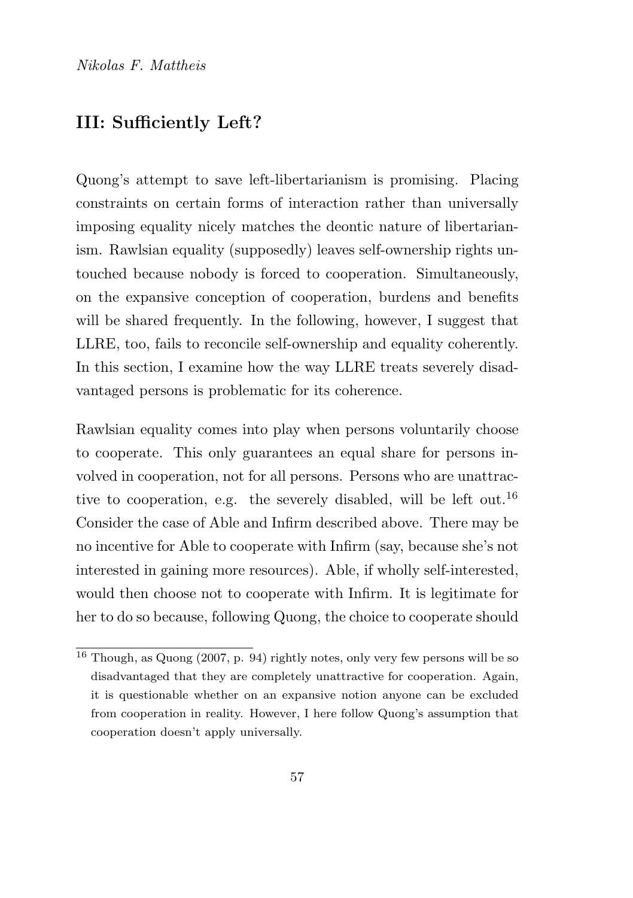## III: Sufficiently Left?

Quong's attempt to save left-libertarianism is promising. Placing constraints on certain forms of interaction rather than universally imposing equality nicely matches the deontic nature of libertarianism. Rawlsian equality (supposedly) leaves self-ownership rights untouched because nobody is forced to cooperation. Simultaneously, on the expansive conception of cooperation, burdens and benefits will be shared frequently. In the following, however, I suggest that LLRE, too, fails to reconcile self-ownership and equality coherently. In this section, I examine how the way LLRE treats severely disadvantaged persons is problematic for its coherence.

Rawlsian equality comes into play when persons voluntarily choose to cooperate. This only guarantees an equal share for persons involved in cooperation, not for all persons. Persons who are unattractive to cooperation, e.g. the severely disabled, will be left out.[16] Consider the case of Able and Infirm described above. There may be no incentive for Able to cooperate with Infirm (say, because she's not interested in gaining more resources). Able, if wholly self-interested, would then choose not to cooperate with Infirm. It is legitimate for her to do so because, following Quong, the choice to cooperate should

[16] Though, as Quong (2007, p. 94) rightly notes, only very few persons will be so disadvantaged that they are completely unattractive for cooperation. Again, it is questionable whether on an expansive notion anyone can be excluded from cooperation in reality. However, I here follow Quong's assumption that cooperation doesn't apply universally.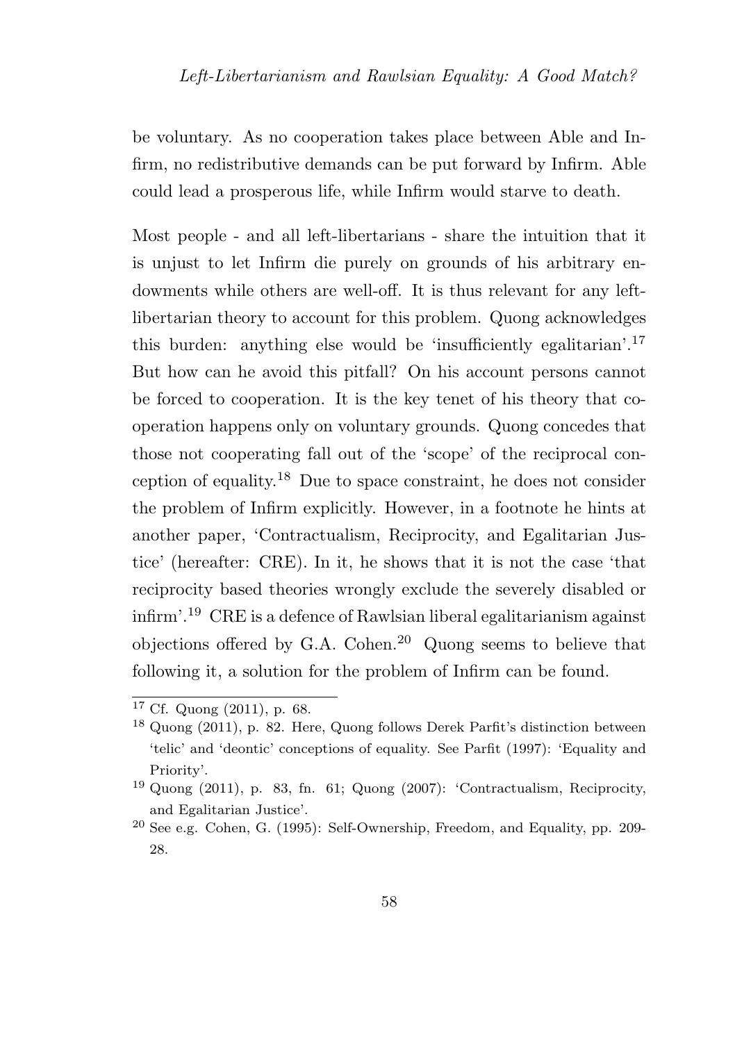be voluntary. As no cooperation takes place between Able and Infirm, no redistributive demands can be put forward by Infirm. Able could lead a prosperous life, while Infirm would starve to death.

Most people - and all left-libertarians - share the intuition that it is unjust to let Infirm die purely on grounds of his arbitrary endowments while others are well-off. It is thus relevant for any left-libertarian theory to account for this problem. Quong acknowledges this burden: anything else would be 'insufficiently egalitarian'.[17] But how can he avoid this pitfall? On his account persons cannot be forced to cooperation. It is the key tenet of his theory that cooperation happens only on voluntary grounds. Quong concedes that those not cooperating fall out of the 'scope' of the reciprocal conception of equality.[18] Due to space constraint, he does not consider the problem of Infirm explicitly. However, in a footnote he hints at another paper, 'Contractualism, Reciprocity, and Egalitarian Justice' (hereafter: CRE). In it, he shows that it is not the case 'that reciprocity based theories wrongly exclude the severely disabled or infirm'.[19] CRE is a defence of Rawlsian liberal egalitarianism against objections offered by G.A. Cohen.[20] Quong seems to believe that following it, a solution for the problem of Infirm can be found.

[17] Cf. Quong (2011), p. 68.

[18] Quong (2011), p. 82. Here, Quong follows Derek Parfit's distinction between 'telic' and 'deontic' conceptions of equality. See Parfit (1997): 'Equality and Priority'.

[19] Quong (2011), p. 83, fn. 61; Quong (2007): 'Contractualism, Reciprocity, and Egalitarian Justice'.

[20] See e.g. Cohen, G. (1995): Self-Ownership, Freedom, and Equality, pp. 209-28.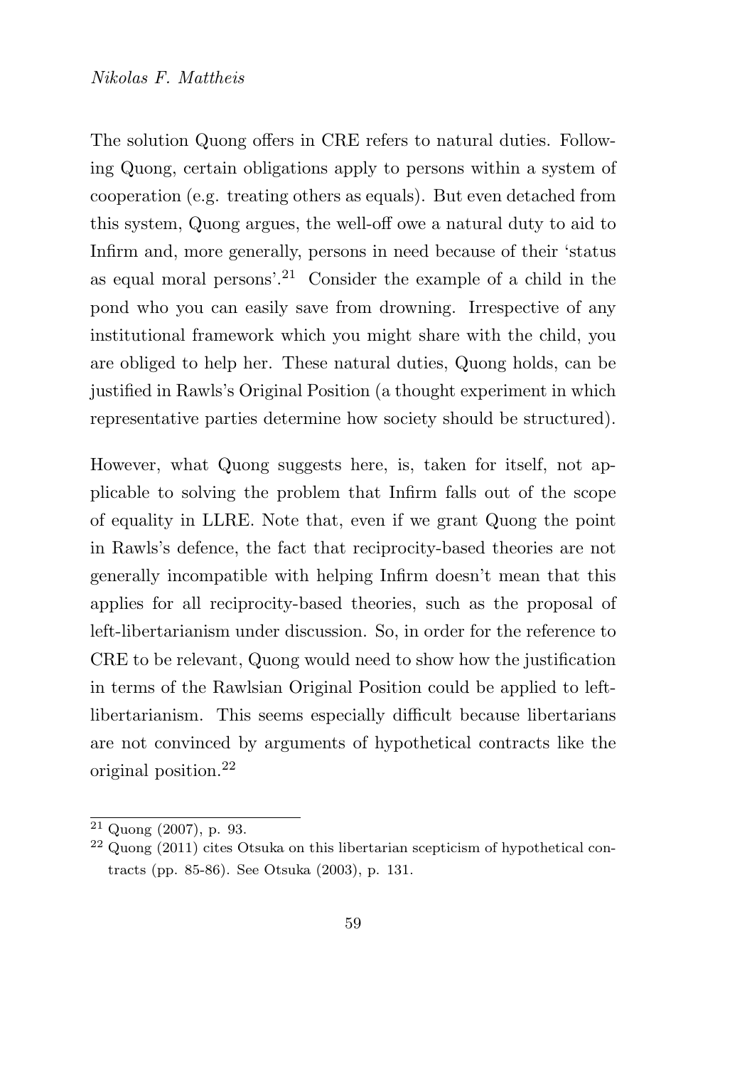The solution Quong offers in CRE refers to natural duties. Following Quong, certain obligations apply to persons within a system of cooperation (e.g. treating others as equals). But even detached from this system, Quong argues, the well-off owe a natural duty to aid to Infirm and, more generally, persons in need because of their 'status as equal moral persons'.[21] Consider the example of a child in the pond who you can easily save from drowning. Irrespective of any institutional framework which you might share with the child, you are obliged to help her. These natural duties, Quong holds, can be justified in Rawls's Original Position (a thought experiment in which representative parties determine how society should be structured).

However, what Quong suggests here, is, taken for itself, not applicable to solving the problem that Infirm falls out of the scope of equality in LLRE. Note that, even if we grant Quong the point in Rawls's defence, the fact that reciprocity-based theories are not generally incompatible with helping Infirm doesn't mean that this applies for all reciprocity-based theories, such as the proposal of left-libertarianism under discussion. So, in order for the reference to CRE to be relevant, Quong would need to show how the justification in terms of the Rawlsian Original Position could be applied to left-libertarianism. This seems especially difficult because libertarians are not convinced by arguments of hypothetical contracts like the original position.[22]

[21] Quong (2007), p. 93.

[22] Quong (2011) cites Otsuka on this libertarian scepticism of hypothetical contracts (pp. 85-86). See Otsuka (2003), p. 131.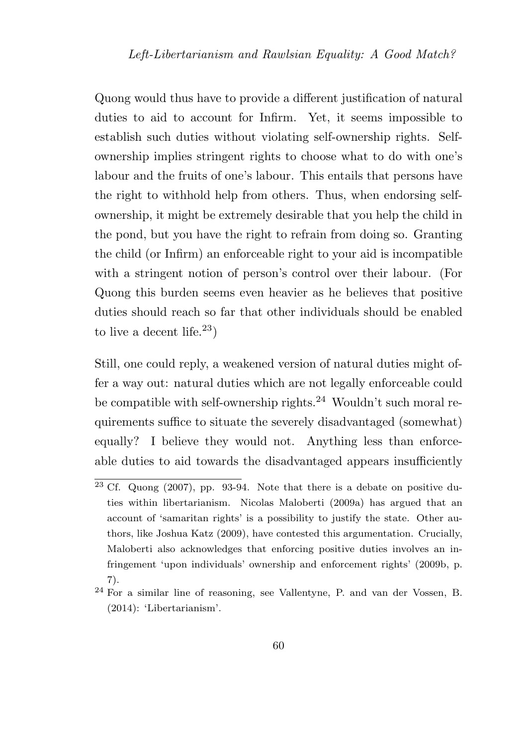Quong would thus have to provide a different justification of natural duties to aid to account for Infirm. Yet, it seems impossible to establish such duties without violating self-ownership rights. Self-ownership implies stringent rights to choose what to do with one's labour and the fruits of one's labour. This entails that persons have the right to withhold help from others. Thus, when endorsing self-ownership, it might be extremely desirable that you help the child in the pond, but you have the right to refrain from doing so. Granting the child (or Infirm) an enforceable right to your aid is incompatible with a stringent notion of person's control over their labour. (For Quong this burden seems even heavier as he believes that positive duties should reach so far that other individuals should be enabled to live a decent life.[23])

Still, one could reply, a weakened version of natural duties might offer a way out: natural duties which are not legally enforceable could be compatible with self-ownership rights.[24] Wouldn't such moral requirements suffice to situate the severely disadvantaged (somewhat) equally? I believe they would not. Anything less than enforceable duties to aid towards the disadvantaged appears insufficiently

---

[23] Cf. Quong (2007), pp. 93-94. Note that there is a debate on positive duties within libertarianism. Nicolas Maloberti (2009a) has argued that an account of 'samaritan rights' is a possibility to justify the state. Other authors, like Joshua Katz (2009), have contested this argumentation. Crucially, Maloberti also acknowledges that enforcing positive duties involves an infringement 'upon individuals' ownership and enforcement rights' (2009b, p. 7).

[24] For a similar line of reasoning, see Vallentyne, P. and van der Vossen, B. (2014): 'Libertarianism'.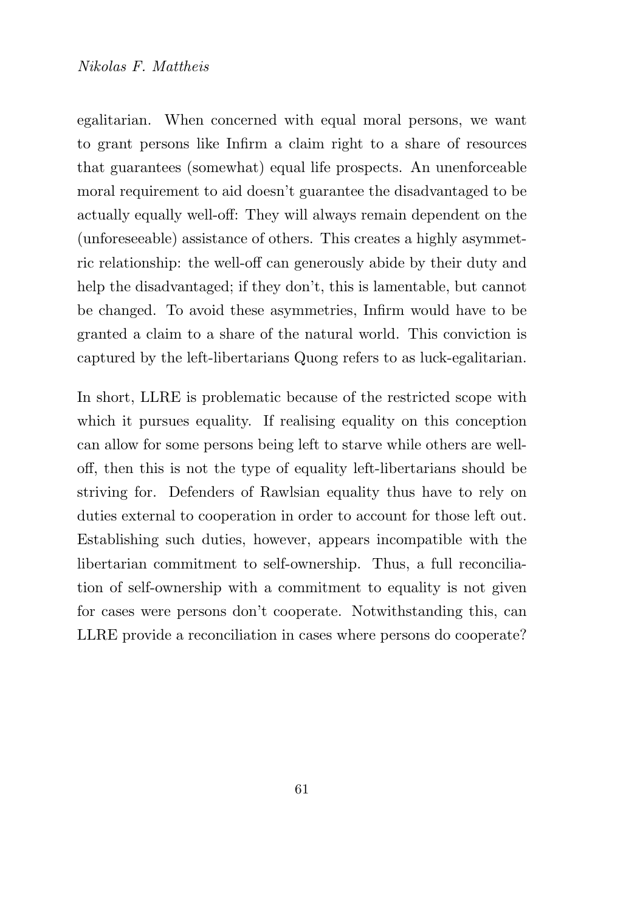egalitarian. When concerned with equal moral persons, we want to grant persons like Infirm a claim right to a share of resources that guarantees (somewhat) equal life prospects. An unenforceable moral requirement to aid doesn't guarantee the disadvantaged to be actually equally well-off: They will always remain dependent on the (unforeseeable) assistance of others. This creates a highly asymmetric relationship: the well-off can generously abide by their duty and help the disadvantaged; if they don't, this is lamentable, but cannot be changed. To avoid these asymmetries, Infirm would have to be granted a claim to a share of the natural world. This conviction is captured by the left-libertarians Quong refers to as luck-egalitarian.

In short, LLRE is problematic because of the restricted scope with which it pursues equality. If realising equality on this conception can allow for some persons being left to starve while others are well-off, then this is not the type of equality left-libertarians should be striving for. Defenders of Rawlsian equality thus have to rely on duties external to cooperation in order to account for those left out. Establishing such duties, however, appears incompatible with the libertarian commitment to self-ownership. Thus, a full reconciliation of self-ownership with a commitment to equality is not given for cases were persons don't cooperate. Notwithstanding this, can LLRE provide a reconciliation in cases where persons do cooperate?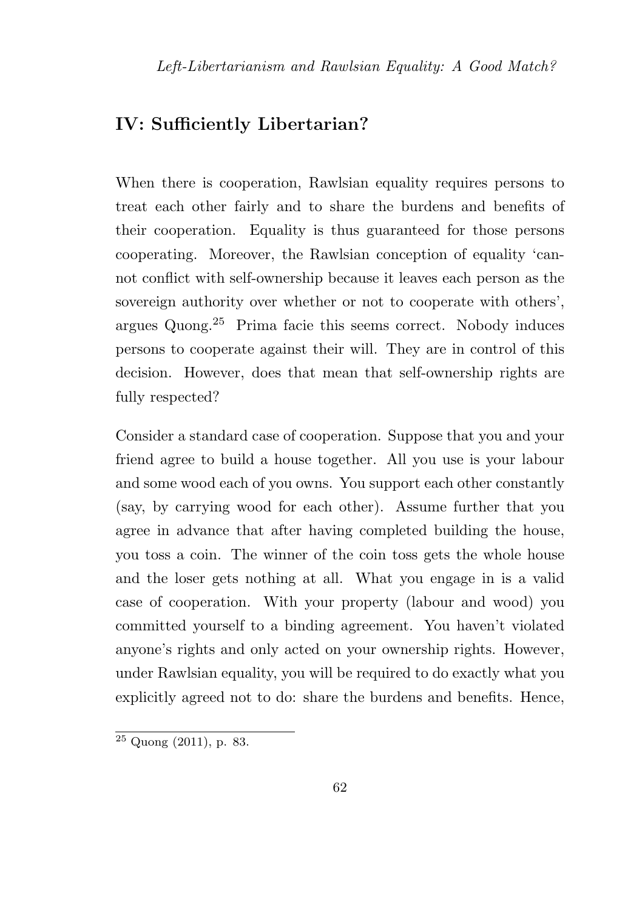## IV: Sufficiently Libertarian?

When there is cooperation, Rawlsian equality requires persons to treat each other fairly and to share the burdens and benefits of their cooperation. Equality is thus guaranteed for those persons cooperating. Moreover, the Rawlsian conception of equality 'cannot conflict with self-ownership because it leaves each person as the sovereign authority over whether or not to cooperate with others', argues Quong.[25] Prima facie this seems correct. Nobody induces persons to cooperate against their will. They are in control of this decision. However, does that mean that self-ownership rights are fully respected?

Consider a standard case of cooperation. Suppose that you and your friend agree to build a house together. All you use is your labour and some wood each of you owns. You support each other constantly (say, by carrying wood for each other). Assume further that you agree in advance that after having completed building the house, you toss a coin. The winner of the coin toss gets the whole house and the loser gets nothing at all. What you engage in is a valid case of cooperation. With your property (labour and wood) you committed yourself to a binding agreement. You haven't violated anyone's rights and only acted on your ownership rights. However, under Rawlsian equality, you will be required to do exactly what you explicitly agreed not to do: share the burdens and benefits. Hence,

[25] Quong (2011), p. 83.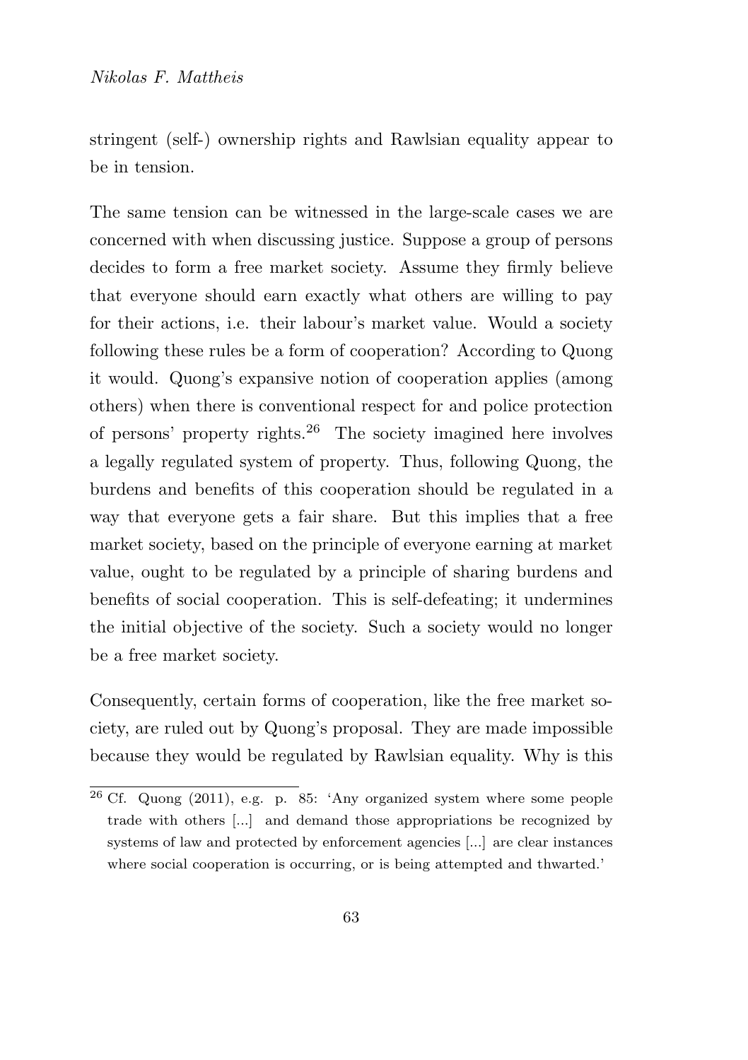stringent (self-) ownership rights and Rawlsian equality appear to be in tension.

The same tension can be witnessed in the large-scale cases we are concerned with when discussing justice. Suppose a group of persons decides to form a free market society. Assume they firmly believe that everyone should earn exactly what others are willing to pay for their actions, i.e. their labour's market value. Would a society following these rules be a form of cooperation? According to Quong it would. Quong's expansive notion of cooperation applies (among others) when there is conventional respect for and police protection of persons' property rights.[26] The society imagined here involves a legally regulated system of property. Thus, following Quong, the burdens and benefits of this cooperation should be regulated in a way that everyone gets a fair share. But this implies that a free market society, based on the principle of everyone earning at market value, ought to be regulated by a principle of sharing burdens and benefits of social cooperation. This is self-defeating; it undermines the initial objective of the society. Such a society would no longer be a free market society.

Consequently, certain forms of cooperation, like the free market society, are ruled out by Quong's proposal. They are made impossible because they would be regulated by Rawlsian equality. Why is this

[26] Cf. Quong (2011), e.g. p. 85: 'Any organized system where some people trade with others [...] and demand those appropriations be recognized by systems of law and protected by enforcement agencies [...] are clear instances where social cooperation is occurring, or is being attempted and thwarted.'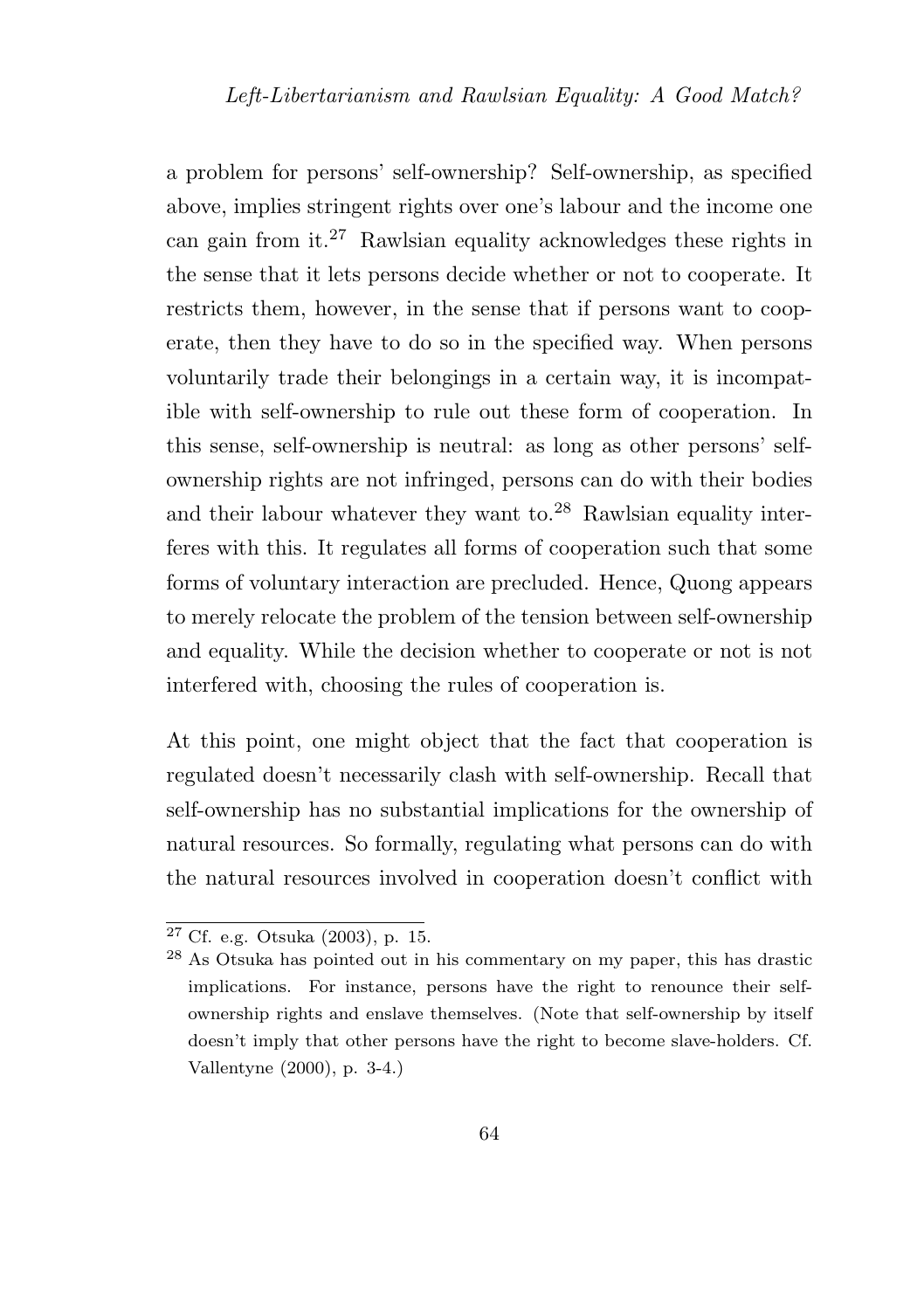a problem for persons' self-ownership? Self-ownership, as specified above, implies stringent rights over one's labour and the income one can gain from it.[27] Rawlsian equality acknowledges these rights in the sense that it lets persons decide whether or not to cooperate. It restricts them, however, in the sense that if persons want to cooperate, then they have to do so in the specified way. When persons voluntarily trade their belongings in a certain way, it is incompatible with self-ownership to rule out these form of cooperation. In this sense, self-ownership is neutral: as long as other persons' self-ownership rights are not infringed, persons can do with their bodies and their labour whatever they want to.[28] Rawlsian equality interferes with this. It regulates all forms of cooperation such that some forms of voluntary interaction are precluded. Hence, Quong appears to merely relocate the problem of the tension between self-ownership and equality. While the decision whether to cooperate or not is not interfered with, choosing the rules of cooperation is.

At this point, one might object that the fact that cooperation is regulated doesn't necessarily clash with self-ownership. Recall that self-ownership has no substantial implications for the ownership of natural resources. So formally, regulating what persons can do with the natural resources involved in cooperation doesn't conflict with

---

[27] Cf. e.g. Otsuka (2003), p. 15.

[28] As Otsuka has pointed out in his commentary on my paper, this has drastic implications. For instance, persons have the right to renounce their self-ownership rights and enslave themselves. (Note that self-ownership by itself doesn't imply that other persons have the right to become slave-holders. Cf. Vallentyne (2000), p. 3-4.)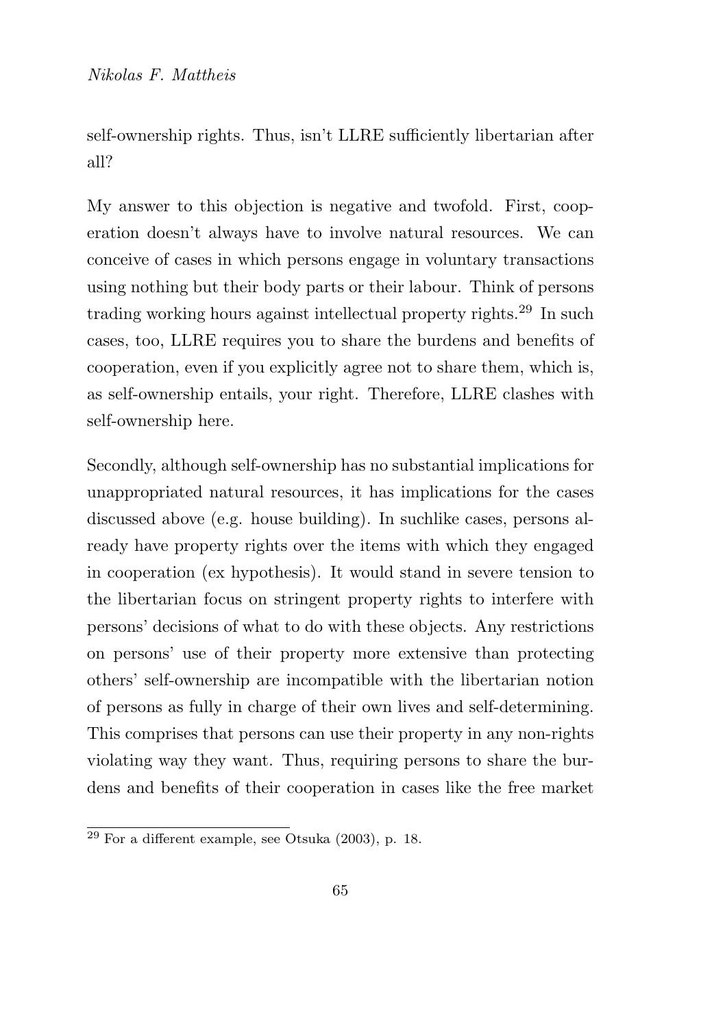self-ownership rights. Thus, isn't LLRE sufficiently libertarian after all?

My answer to this objection is negative and twofold. First, cooperation doesn't always have to involve natural resources. We can conceive of cases in which persons engage in voluntary transactions using nothing but their body parts or their labour. Think of persons trading working hours against intellectual property rights.[29] In such cases, too, LLRE requires you to share the burdens and benefits of cooperation, even if you explicitly agree not to share them, which is, as self-ownership entails, your right. Therefore, LLRE clashes with self-ownership here.

Secondly, although self-ownership has no substantial implications for unappropriated natural resources, it has implications for the cases discussed above (e.g. house building). In suchlike cases, persons already have property rights over the items with which they engaged in cooperation (ex hypothesis). It would stand in severe tension to the libertarian focus on stringent property rights to interfere with persons' decisions of what to do with these objects. Any restrictions on persons' use of their property more extensive than protecting others' self-ownership are incompatible with the libertarian notion of persons as fully in charge of their own lives and self-determining. This comprises that persons can use their property in any non-rights violating way they want. Thus, requiring persons to share the burdens and benefits of their cooperation in cases like the free market

[29] For a different example, see Otsuka (2003), p. 18.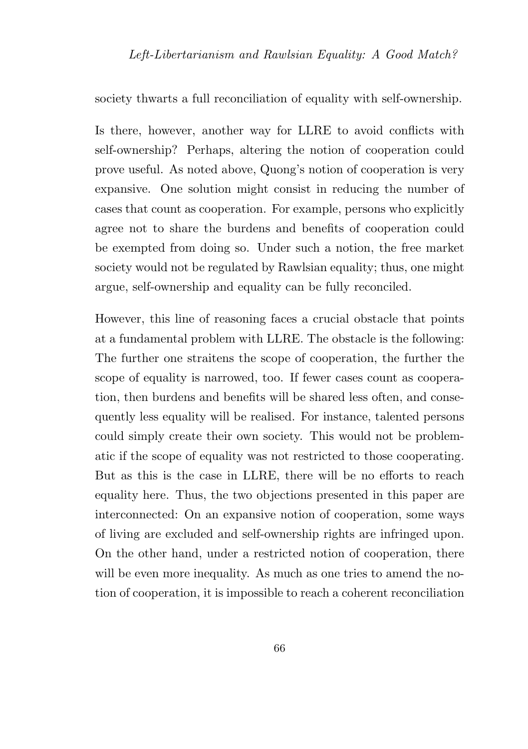society thwarts a full reconciliation of equality with self-ownership.

Is there, however, another way for LLRE to avoid conflicts with self-ownership? Perhaps, altering the notion of cooperation could prove useful. As noted above, Quong's notion of cooperation is very expansive. One solution might consist in reducing the number of cases that count as cooperation. For example, persons who explicitly agree not to share the burdens and benefits of cooperation could be exempted from doing so. Under such a notion, the free market society would not be regulated by Rawlsian equality; thus, one might argue, self-ownership and equality can be fully reconciled.

However, this line of reasoning faces a crucial obstacle that points at a fundamental problem with LLRE. The obstacle is the following: The further one straitens the scope of cooperation, the further the scope of equality is narrowed, too. If fewer cases count as cooperation, then burdens and benefits will be shared less often, and consequently less equality will be realised. For instance, talented persons could simply create their own society. This would not be problematic if the scope of equality was not restricted to those cooperating. But as this is the case in LLRE, there will be no efforts to reach equality here. Thus, the two objections presented in this paper are interconnected: On an expansive notion of cooperation, some ways of living are excluded and self-ownership rights are infringed upon. On the other hand, under a restricted notion of cooperation, there will be even more inequality. As much as one tries to amend the notion of cooperation, it is impossible to reach a coherent reconciliation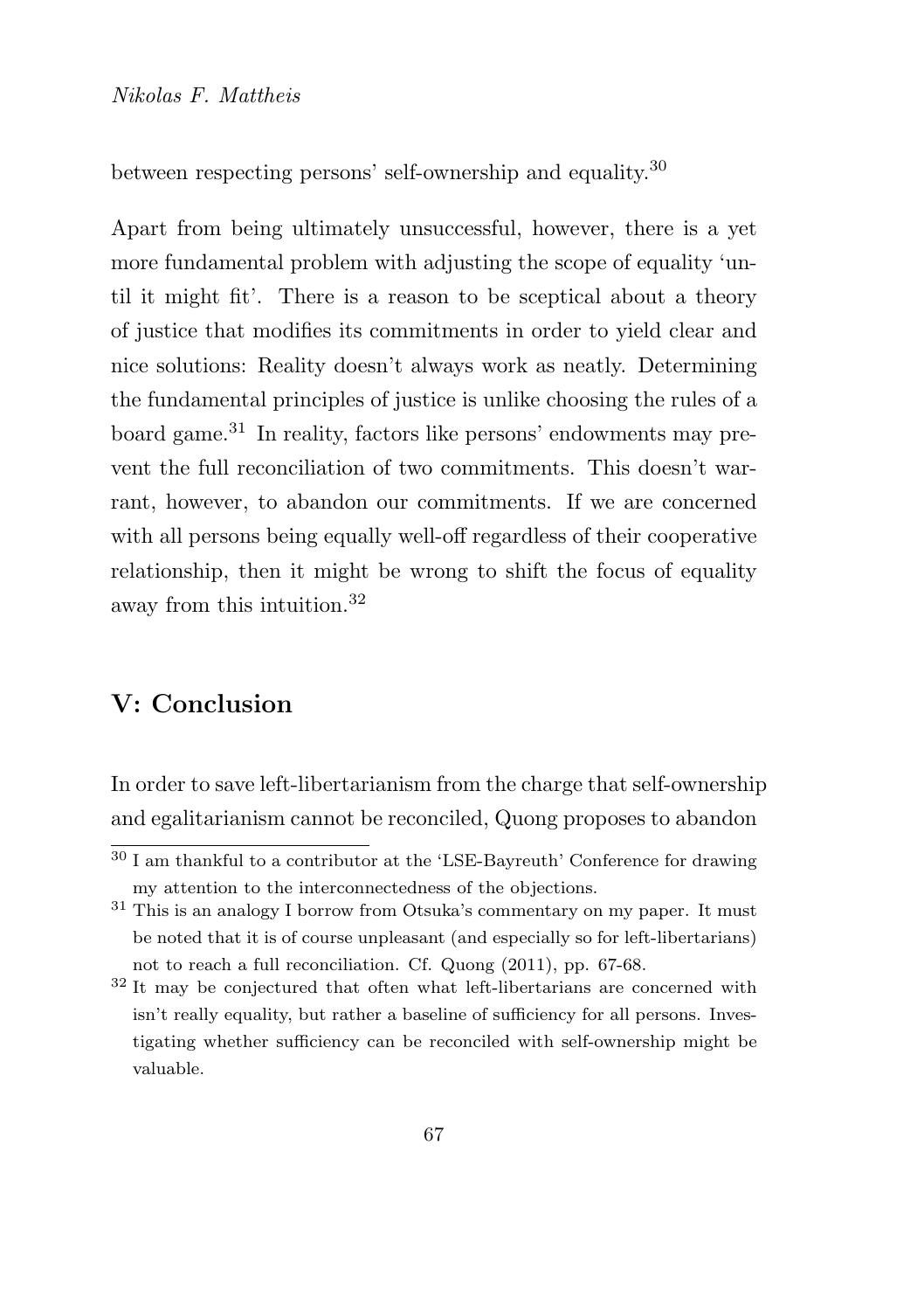between respecting persons' self-ownership and equality.[30]

Apart from being ultimately unsuccessful, however, there is a yet more fundamental problem with adjusting the scope of equality 'until it might fit'. There is a reason to be sceptical about a theory of justice that modifies its commitments in order to yield clear and nice solutions: Reality doesn't always work as neatly. Determining the fundamental principles of justice is unlike choosing the rules of a board game.[31] In reality, factors like persons' endowments may prevent the full reconciliation of two commitments. This doesn't warrant, however, to abandon our commitments. If we are concerned with all persons being equally well-off regardless of their cooperative relationship, then it might be wrong to shift the focus of equality away from this intuition.[32]

## V: Conclusion

In order to save left-libertarianism from the charge that self-ownership and egalitarianism cannot be reconciled, Quong proposes to abandon

[30] I am thankful to a contributor at the 'LSE-Bayreuth' Conference for drawing my attention to the interconnectedness of the objections.

[31] This is an analogy I borrow from Otsuka's commentary on my paper. It must be noted that it is of course unpleasant (and especially so for left-libertarians) not to reach a full reconciliation. Cf. Quong (2011), pp. 67-68.

[32] It may be conjectured that often what left-libertarians are concerned with isn't really equality, but rather a baseline of sufficiency for all persons. Investigating whether sufficiency can be reconciled with self-ownership might be valuable.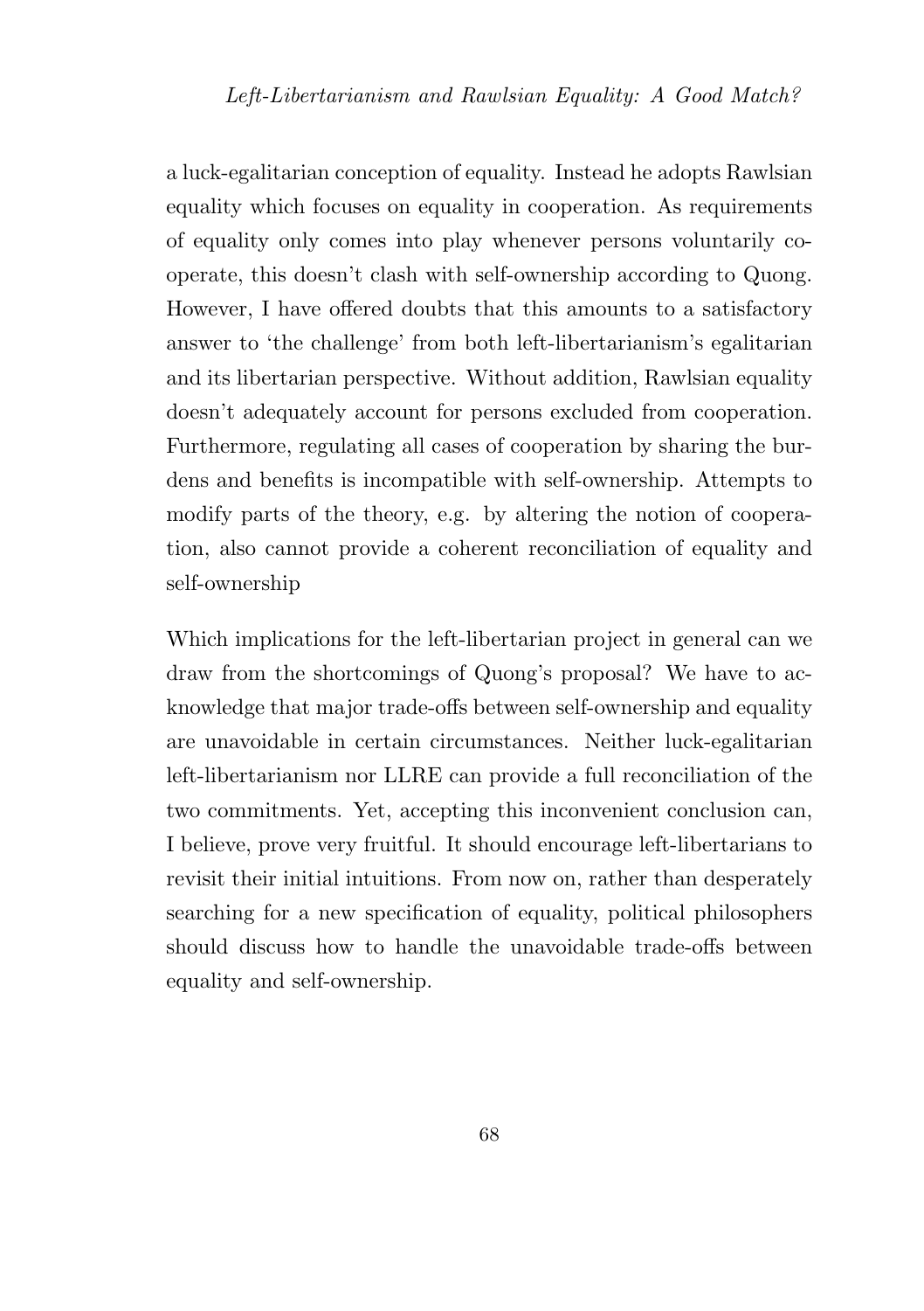a luck-egalitarian conception of equality. Instead he adopts Rawlsian equality which focuses on equality in cooperation. As requirements of equality only comes into play whenever persons voluntarily cooperate, this doesn't clash with self-ownership according to Quong. However, I have offered doubts that this amounts to a satisfactory answer to 'the challenge' from both left-libertarianism's egalitarian and its libertarian perspective. Without addition, Rawlsian equality doesn't adequately account for persons excluded from cooperation. Furthermore, regulating all cases of cooperation by sharing the burdens and benefits is incompatible with self-ownership. Attempts to modify parts of the theory, e.g. by altering the notion of cooperation, also cannot provide a coherent reconciliation of equality and self-ownership

Which implications for the left-libertarian project in general can we draw from the shortcomings of Quong's proposal? We have to acknowledge that major trade-offs between self-ownership and equality are unavoidable in certain circumstances. Neither luck-egalitarian left-libertarianism nor LLRE can provide a full reconciliation of the two commitments. Yet, accepting this inconvenient conclusion can, I believe, prove very fruitful. It should encourage left-libertarians to revisit their initial intuitions. From now on, rather than desperately searching for a new specification of equality, political philosophers should discuss how to handle the unavoidable trade-offs between equality and self-ownership.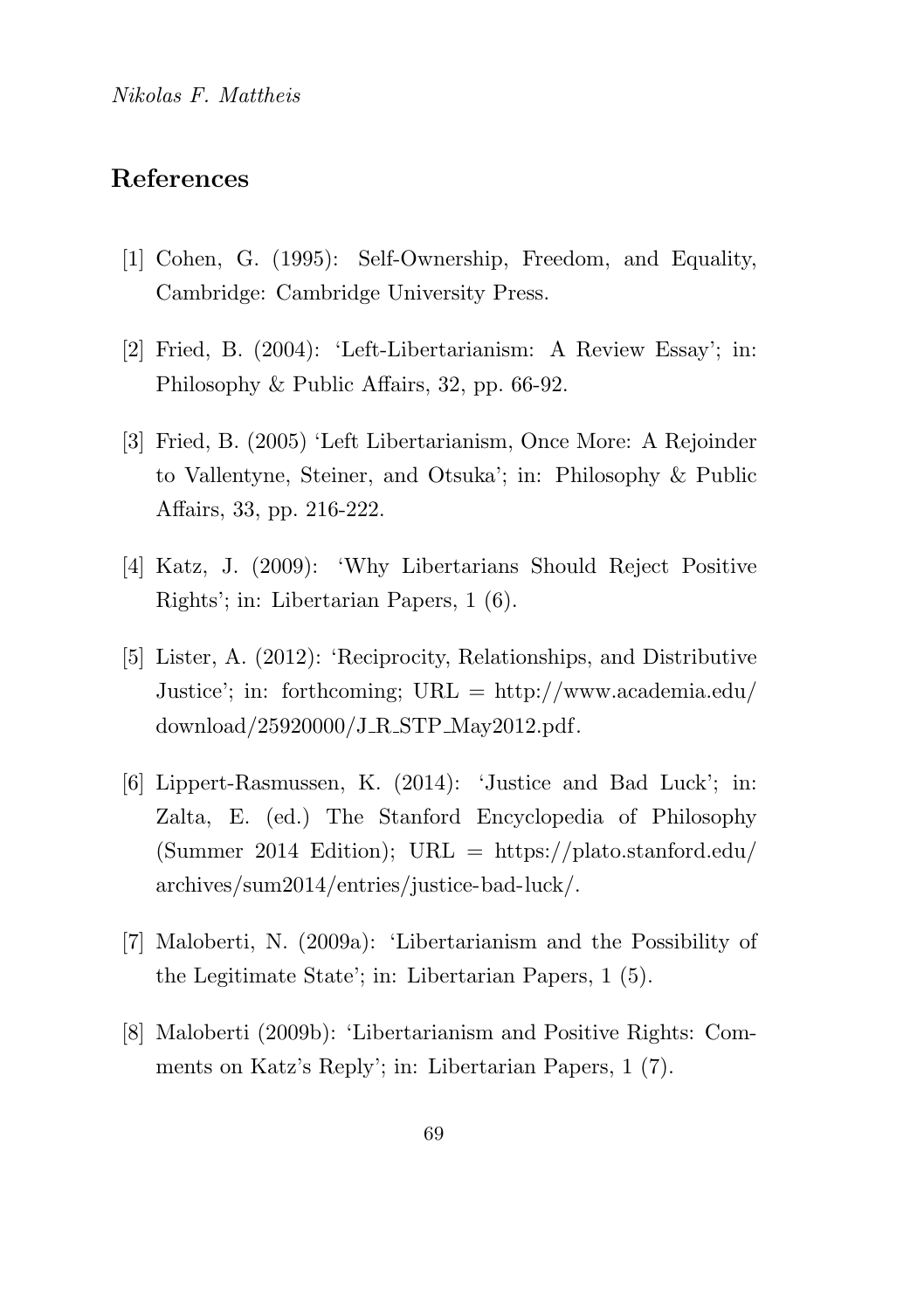## References

[1] Cohen, G. (1995): Self-Ownership, Freedom, and Equality, Cambridge: Cambridge University Press.

[2] Fried, B. (2004): 'Left-Libertarianism: A Review Essay'; in: Philosophy & Public Affairs, 32, pp. 66-92.

[3] Fried, B. (2005) 'Left Libertarianism, Once More: A Rejoinder to Vallentyne, Steiner, and Otsuka'; in: Philosophy & Public Affairs, 33, pp. 216-222.

[4] Katz, J. (2009): 'Why Libertarians Should Reject Positive Rights'; in: Libertarian Papers, 1 (6).

[5] Lister, A. (2012): 'Reciprocity, Relationships, and Distributive Justice'; in: forthcoming; URL = http://www.academia.edu/download/25920000/J_R_STP_May2012.pdf.

[6] Lippert-Rasmussen, K. (2014): 'Justice and Bad Luck'; in: Zalta, E. (ed.) The Stanford Encyclopedia of Philosophy (Summer 2014 Edition); URL = https://plato.stanford.edu/archives/sum2014/entries/justice-bad-luck/.

[7] Maloberti, N. (2009a): 'Libertarianism and the Possibility of the Legitimate State'; in: Libertarian Papers, 1 (5).

[8] Maloberti (2009b): 'Libertarianism and Positive Rights: Comments on Katz's Reply'; in: Libertarian Papers, 1 (7).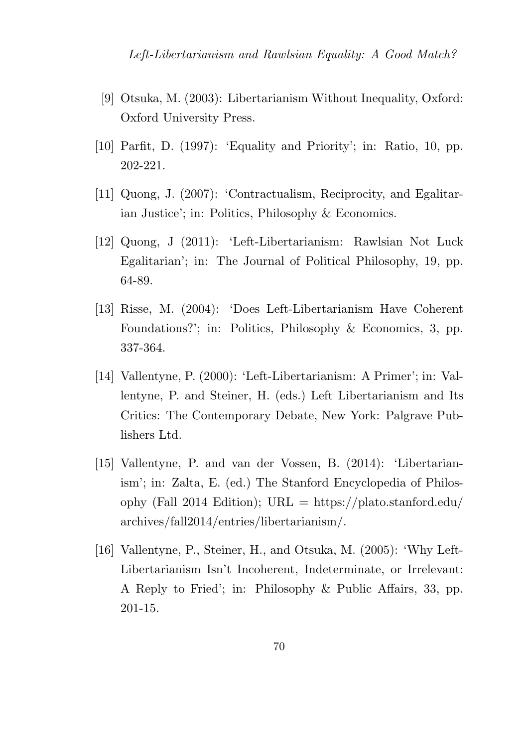[9] Otsuka, M. (2003): Libertarianism Without Inequality, Oxford: Oxford University Press.

[10] Parfit, D. (1997): 'Equality and Priority'; in: Ratio, 10, pp. 202-221.

[11] Quong, J. (2007): 'Contractualism, Reciprocity, and Egalitarian Justice'; in: Politics, Philosophy & Economics.

[12] Quong, J (2011): 'Left-Libertarianism: Rawlsian Not Luck Egalitarian'; in: The Journal of Political Philosophy, 19, pp. 64-89.

[13] Risse, M. (2004): 'Does Left-Libertarianism Have Coherent Foundations?'; in: Politics, Philosophy & Economics, 3, pp. 337-364.

[14] Vallentyne, P. (2000): 'Left-Libertarianism: A Primer'; in: Vallentyne, P. and Steiner, H. (eds.) Left Libertarianism and Its Critics: The Contemporary Debate, New York: Palgrave Publishers Ltd.

[15] Vallentyne, P. and van der Vossen, B. (2014): 'Libertarianism'; in: Zalta, E. (ed.) The Stanford Encyclopedia of Philosophy (Fall 2014 Edition); URL = https://plato.stanford.edu/archives/fall2014/entries/libertarianism/.

[16] Vallentyne, P., Steiner, H., and Otsuka, M. (2005): 'Why Left-Libertarianism Isn't Incoherent, Indeterminate, or Irrelevant: A Reply to Fried'; in: Philosophy & Public Affairs, 33, pp. 201-15.